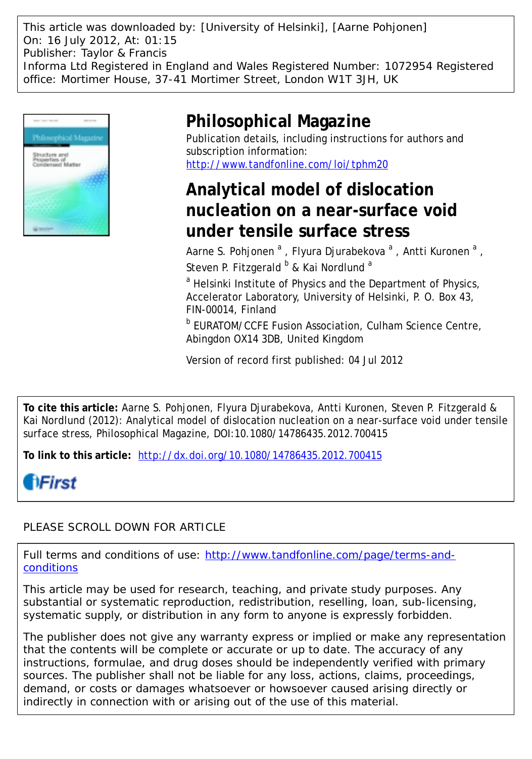This article was downloaded by: [University of Helsinki], [Aarne Pohjonen]
On: 16 July 2012, At: 01:15
Publisher: Taylor & Francis
Informa Ltd Registered in England and Wales Registered Number: 1072954 Registered office: Mortimer House, 37-41 Mortimer Street, London W1T 3JH, UK

# Philosophical Magazine

Publication details, including instructions for authors and subscription information:
http://www.tandfonline.com/loi/tphm20

# Analytical model of dislocation nucleation on a near-surface void under tensile surface stress

Aarne S. Pohjonen [a] , Flyura Djurabekova [a] , Antti Kuronen [a] , Steven P. Fitzgerald [b] & Kai Nordlund [a]

[a] Helsinki Institute of Physics and the Department of Physics, Accelerator Laboratory, University of Helsinki, P. O. Box 43, FIN-00014, Finland

[b] EURATOM/CCFE Fusion Association, Culham Science Centre, Abingdon OX14 3DB, United Kingdom

Version of record first published: 04 Jul 2012

**To cite this article:** Aarne S. Pohjonen, Flyura Djurabekova, Antti Kuronen, Steven P. Fitzgerald & Kai Nordlund (2012): Analytical model of dislocation nucleation on a near-surface void under tensile surface stress, Philosophical Magazine, DOI:10.1080/14786435.2012.700415

**To link to this article:** http://dx.doi.org/10.1080/14786435.2012.700415

iFirst

PLEASE SCROLL DOWN FOR ARTICLE

Full terms and conditions of use: http://www.tandfonline.com/page/terms-and-conditions

This article may be used for research, teaching, and private study purposes. Any substantial or systematic reproduction, redistribution, reselling, loan, sub-licensing, systematic supply, or distribution in any form to anyone is expressly forbidden.

The publisher does not give any warranty express or implied or make any representation that the contents will be complete or accurate or up to date. The accuracy of any instructions, formulae, and drug doses should be independently verified with primary sources. The publisher shall not be liable for any loss, actions, claims, proceedings, demand, or costs or damages whatsoever or howsoever caused arising directly or indirectly in connection with or arising out of the use of this material.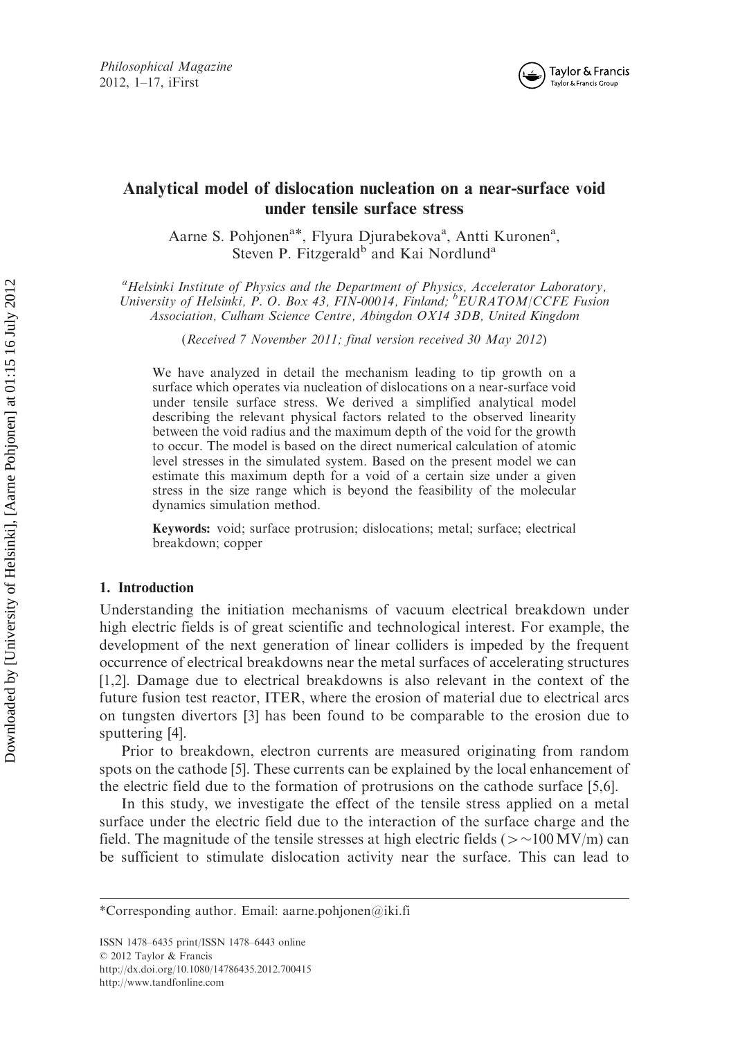# Analytical model of dislocation nucleation on a near-surface void under tensile surface stress

Aarne S. Pohjonen[a*], Flyura Djurabekova[a], Antti Kuronen[a], Steven P. Fitzgerald[b] and Kai Nordlund[a]

[a]*Helsinki Institute of Physics and the Department of Physics, Accelerator Laboratory, University of Helsinki, P. O. Box 43, FIN-00014, Finland;* [b]*EURATOM/CCFE Fusion Association, Culham Science Centre, Abingdon OX14 3DB, United Kingdom*

(*Received 7 November 2011; final version received 30 May 2012*)

We have analyzed in detail the mechanism leading to tip growth on a surface which operates via nucleation of dislocations on a near-surface void under tensile surface stress. We derived a simplified analytical model describing the relevant physical factors related to the observed linearity between the void radius and the maximum depth of the void for the growth to occur. The model is based on the direct numerical calculation of atomic level stresses in the simulated system. Based on the present model we can estimate this maximum depth for a void of a certain size under a given stress in the size range which is beyond the feasibility of the molecular dynamics simulation method.

**Keywords:** void; surface protrusion; dislocations; metal; surface; electrical breakdown; copper

## 1. Introduction

Understanding the initiation mechanisms of vacuum electrical breakdown under high electric fields is of great scientific and technological interest. For example, the development of the next generation of linear colliders is impeded by the frequent occurrence of electrical breakdowns near the metal surfaces of accelerating structures [1,2]. Damage due to electrical breakdowns is also relevant in the context of the future fusion test reactor, ITER, where the erosion of material due to electrical arcs on tungsten divertors [3] has been found to be comparable to the erosion due to sputtering [4].

Prior to breakdown, electron currents are measured originating from random spots on the cathode [5]. These currents can be explained by the local enhancement of the electric field due to the formation of protrusions on the cathode surface [5,6].

In this study, we investigate the effect of the tensile stress applied on a metal surface under the electric field due to the interaction of the surface charge and the field. The magnitude of the tensile stresses at high electric fields ($>\sim$100 MV/m) can be sufficient to stimulate dislocation activity near the surface. This can lead to

*Corresponding author. Email: aarne.pohjonen@iki.fi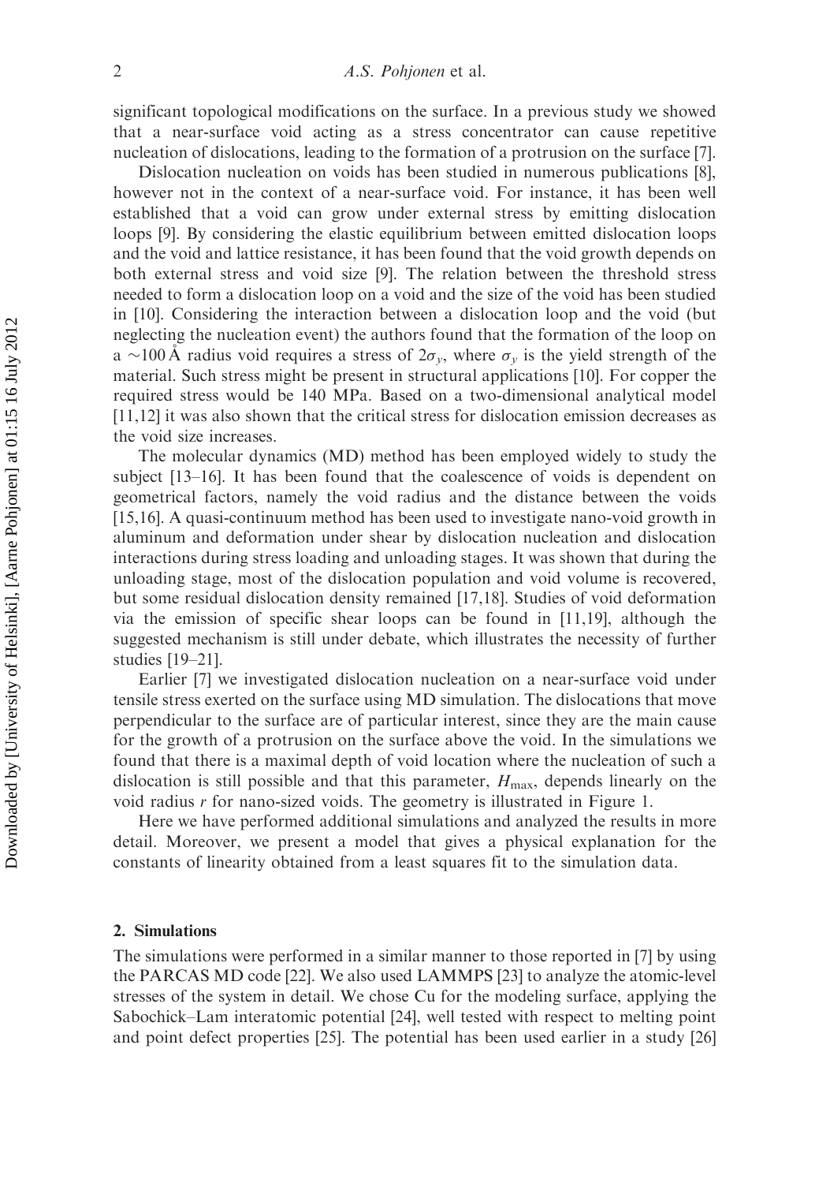significant topological modifications on the surface. In a previous study we showed that a near-surface void acting as a stress concentrator can cause repetitive nucleation of dislocations, leading to the formation of a protrusion on the surface [7].

Dislocation nucleation on voids has been studied in numerous publications [8], however not in the context of a near-surface void. For instance, it has been well established that a void can grow under external stress by emitting dislocation loops [9]. By considering the elastic equilibrium between emitted dislocation loops and the void and lattice resistance, it has been found that the void growth depends on both external stress and void size [9]. The relation between the threshold stress needed to form a dislocation loop on a void and the size of the void has been studied in [10]. Considering the interaction between a dislocation loop and the void (but neglecting the nucleation event) the authors found that the formation of the loop on a $\sim$100 Å radius void requires a stress of $2\sigma_y$, where $\sigma_y$ is the yield strength of the material. Such stress might be present in structural applications [10]. For copper the required stress would be 140 MPa. Based on a two-dimensional analytical model [11,12] it was also shown that the critical stress for dislocation emission decreases as the void size increases.

The molecular dynamics (MD) method has been employed widely to study the subject [13–16]. It has been found that the coalescence of voids is dependent on geometrical factors, namely the void radius and the distance between the voids [15,16]. A quasi-continuum method has been used to investigate nano-void growth in aluminum and deformation under shear by dislocation nucleation and dislocation interactions during stress loading and unloading stages. It was shown that during the unloading stage, most of the dislocation population and void volume is recovered, but some residual dislocation density remained [17,18]. Studies of void deformation via the emission of specific shear loops can be found in [11,19], although the suggested mechanism is still under debate, which illustrates the necessity of further studies [19–21].

Earlier [7] we investigated dislocation nucleation on a near-surface void under tensile stress exerted on the surface using MD simulation. The dislocations that move perpendicular to the surface are of particular interest, since they are the main cause for the growth of a protrusion on the surface above the void. In the simulations we found that there is a maximal depth of void location where the nucleation of such a dislocation is still possible and that this parameter, $H_{\max}$, depends linearly on the void radius $r$ for nano-sized voids. The geometry is illustrated in Figure 1.

Here we have performed additional simulations and analyzed the results in more detail. Moreover, we present a model that gives a physical explanation for the constants of linearity obtained from a least squares fit to the simulation data.

## 2. Simulations

The simulations were performed in a similar manner to those reported in [7] by using the PARCAS MD code [22]. We also used LAMMPS [23] to analyze the atomic-level stresses of the system in detail. We chose Cu for the modeling surface, applying the Sabochick–Lam interatomic potential [24], well tested with respect to melting point and point defect properties [25]. The potential has been used earlier in a study [26]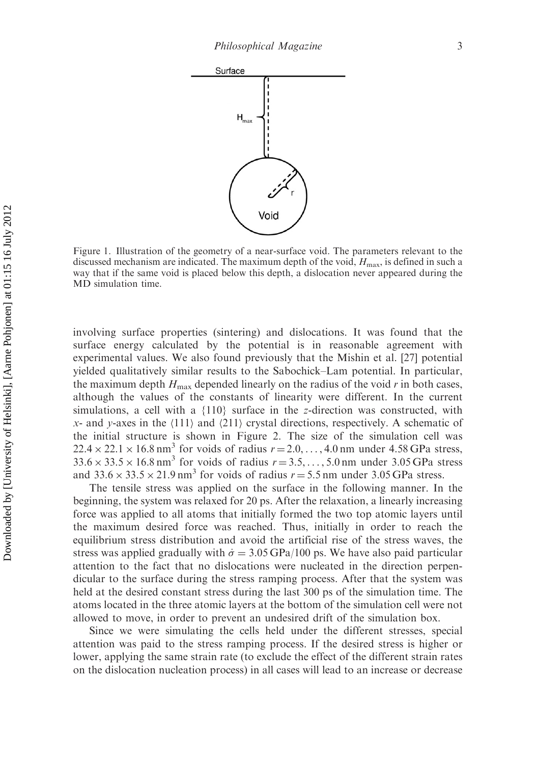Figure 1. Illustration of the geometry of a near-surface void. The parameters relevant to the discussed mechanism are indicated. The maximum depth of the void, $H_{max}$, is defined in such a way that if the same void is placed below this depth, a dislocation never appeared during the MD simulation time.

involving surface properties (sintering) and dislocations. It was found that the surface energy calculated by the potential is in reasonable agreement with experimental values. We also found previously that the Mishin et al. [27] potential yielded qualitatively similar results to the Sabochick–Lam potential. In particular, the maximum depth $H_{max}$ depended linearly on the radius of the void $r$ in both cases, although the values of the constants of linearity were different. In the current simulations, a cell with a {110} surface in the $z$-direction was constructed, with $x$- and $y$-axes in the ⟨111⟩ and ⟨211⟩ crystal directions, respectively. A schematic of the initial structure is shown in Figure 2. The size of the simulation cell was $22.4 \times 22.1 \times 16.8\,\text{nm}^3$ for voids of radius $r = 2.0, \ldots, 4.0\,\text{nm}$ under 4.58 GPa stress, $33.6 \times 33.5 \times 16.8\,\text{nm}^3$ for voids of radius $r = 3.5, \ldots, 5.0\,\text{nm}$ under 3.05 GPa stress and $33.6 \times 33.5 \times 21.9\,\text{nm}^3$ for voids of radius $r = 5.5\,\text{nm}$ under 3.05 GPa stress.

The tensile stress was applied on the surface in the following manner. In the beginning, the system was relaxed for 20 ps. After the relaxation, a linearly increasing force was applied to all atoms that initially formed the two top atomic layers until the maximum desired force was reached. Thus, initially in order to reach the equilibrium stress distribution and avoid the artificial rise of the stress waves, the stress was applied gradually with $\dot{\sigma} = 3.05\,\text{GPa}/100\,\text{ps}$. We have also paid particular attention to the fact that no dislocations were nucleated in the direction perpendicular to the surface during the stress ramping process. After that the system was held at the desired constant stress during the last 300 ps of the simulation time. The atoms located in the three atomic layers at the bottom of the simulation cell were not allowed to move, in order to prevent an undesired drift of the simulation box.

Since we were simulating the cells held under the different stresses, special attention was paid to the stress ramping process. If the desired stress is higher or lower, applying the same strain rate (to exclude the effect of the different strain rates on the dislocation nucleation process) in all cases will lead to an increase or decrease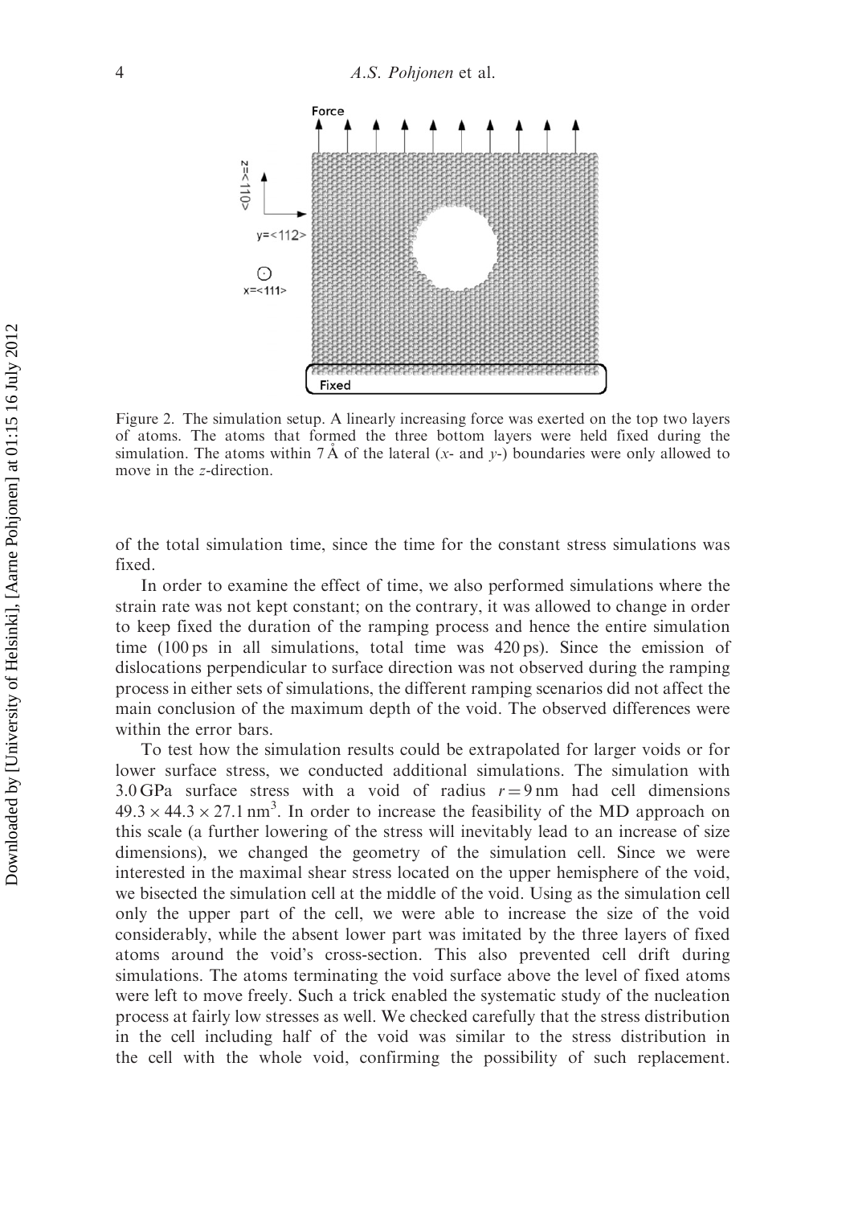Figure 2. The simulation setup. A linearly increasing force was exerted on the top two layers of atoms. The atoms that formed the three bottom layers were held fixed during the simulation. The atoms within 7 Å of the lateral ($x$- and $y$-) boundaries were only allowed to move in the $z$-direction.

of the total simulation time, since the time for the constant stress simulations was fixed.

In order to examine the effect of time, we also performed simulations where the strain rate was not kept constant; on the contrary, it was allowed to change in order to keep fixed the duration of the ramping process and hence the entire simulation time (100 ps in all simulations, total time was 420 ps). Since the emission of dislocations perpendicular to surface direction was not observed during the ramping process in either sets of simulations, the different ramping scenarios did not affect the main conclusion of the maximum depth of the void. The observed differences were within the error bars.

To test how the simulation results could be extrapolated for larger voids or for lower surface stress, we conducted additional simulations. The simulation with 3.0 GPa surface stress with a void of radius $r = 9$ nm had cell dimensions $49.3 \times 44.3 \times 27.1\ \text{nm}^3$. In order to increase the feasibility of the MD approach on this scale (a further lowering of the stress will inevitably lead to an increase of size dimensions), we changed the geometry of the simulation cell. Since we were interested in the maximal shear stress located on the upper hemisphere of the void, we bisected the simulation cell at the middle of the void. Using as the simulation cell only the upper part of the cell, we were able to increase the size of the void considerably, while the absent lower part was imitated by the three layers of fixed atoms around the void's cross-section. This also prevented cell drift during simulations. The atoms terminating the void surface above the level of fixed atoms were left to move freely. Such a trick enabled the systematic study of the nucleation process at fairly low stresses as well. We checked carefully that the stress distribution in the cell including half of the void was similar to the stress distribution in the cell with the whole void, confirming the possibility of such replacement.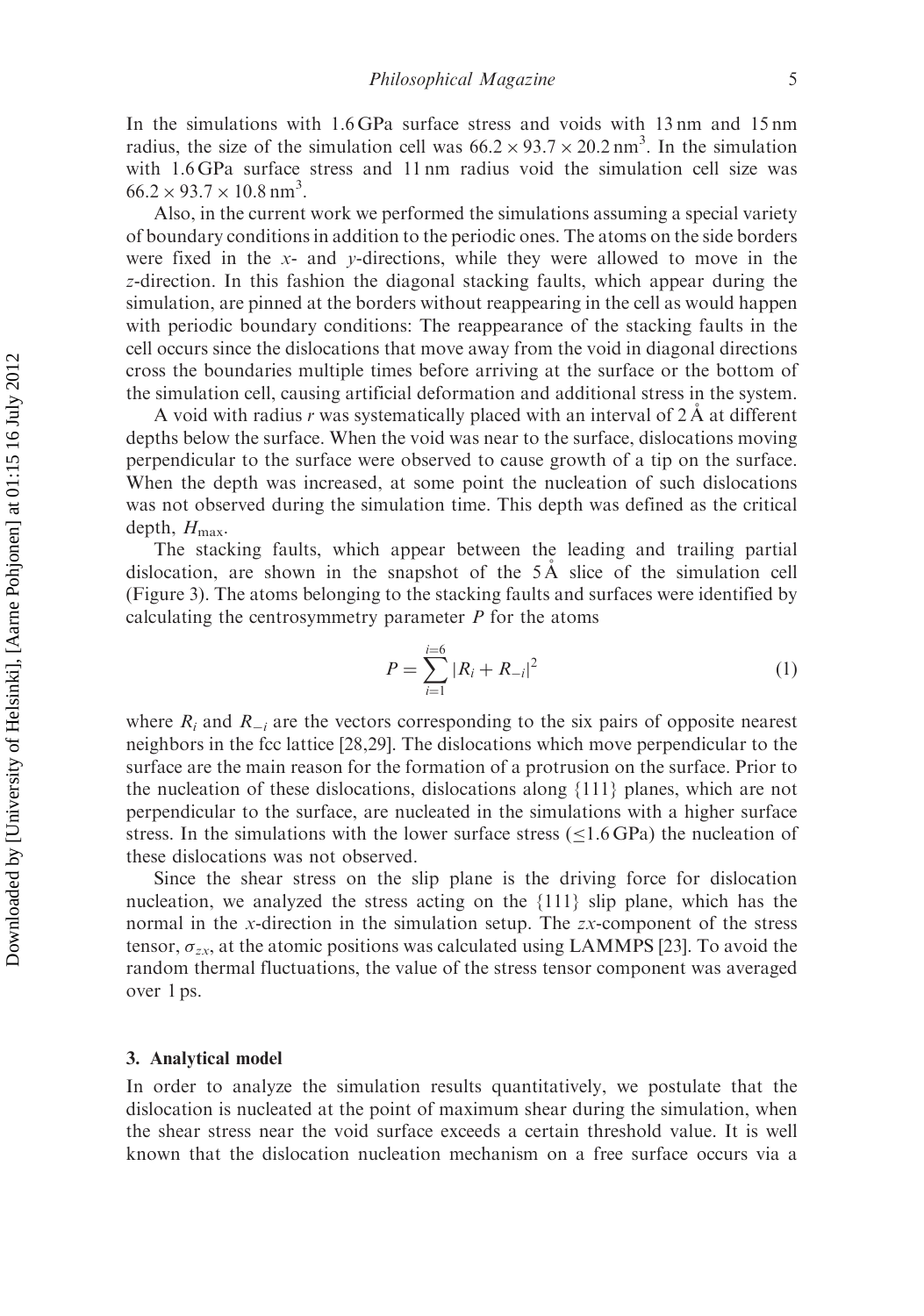In the simulations with 1.6 GPa surface stress and voids with 13 nm and 15 nm radius, the size of the simulation cell was $66.2 \times 93.7 \times 20.2\,\text{nm}^3$. In the simulation with 1.6 GPa surface stress and 11 nm radius void the simulation cell size was $66.2 \times 93.7 \times 10.8\,\text{nm}^3$.

Also, in the current work we performed the simulations assuming a special variety of boundary conditions in addition to the periodic ones. The atoms on the side borders were fixed in the $x$- and $y$-directions, while they were allowed to move in the $z$-direction. In this fashion the diagonal stacking faults, which appear during the simulation, are pinned at the borders without reappearing in the cell as would happen with periodic boundary conditions: The reappearance of the stacking faults in the cell occurs since the dislocations that move away from the void in diagonal directions cross the boundaries multiple times before arriving at the surface or the bottom of the simulation cell, causing artificial deformation and additional stress in the system.

A void with radius $r$ was systematically placed with an interval of 2 Å at different depths below the surface. When the void was near to the surface, dislocations moving perpendicular to the surface were observed to cause growth of a tip on the surface. When the depth was increased, at some point the nucleation of such dislocations was not observed during the simulation time. This depth was defined as the critical depth, $H_{\max}$.

The stacking faults, which appear between the leading and trailing partial dislocation, are shown in the snapshot of the 5 Å slice of the simulation cell (Figure 3). The atoms belonging to the stacking faults and surfaces were identified by calculating the centrosymmetry parameter $P$ for the atoms

$$P = \sum_{i=1}^{i=6} |R_i + R_{-i}|^2 \tag{1}$$

where $R_i$ and $R_{-i}$ are the vectors corresponding to the six pairs of opposite nearest neighbors in the fcc lattice [28,29]. The dislocations which move perpendicular to the surface are the main reason for the formation of a protrusion on the surface. Prior to the nucleation of these dislocations, dislocations along {111} planes, which are not perpendicular to the surface, are nucleated in the simulations with a higher surface stress. In the simulations with the lower surface stress ($\leq$1.6 GPa) the nucleation of these dislocations was not observed.

Since the shear stress on the slip plane is the driving force for dislocation nucleation, we analyzed the stress acting on the {111} slip plane, which has the normal in the $x$-direction in the simulation setup. The $zx$-component of the stress tensor, $\sigma_{zx}$, at the atomic positions was calculated using LAMMPS [23]. To avoid the random thermal fluctuations, the value of the stress tensor component was averaged over 1 ps.

## 3. Analytical model

In order to analyze the simulation results quantitatively, we postulate that the dislocation is nucleated at the point of maximum shear during the simulation, when the shear stress near the void surface exceeds a certain threshold value. It is well known that the dislocation nucleation mechanism on a free surface occurs via a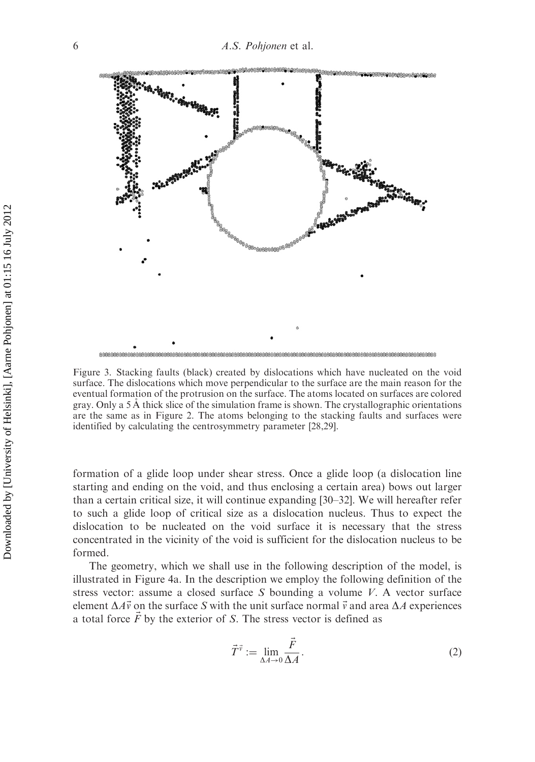Figure 3. Stacking faults (black) created by dislocations which have nucleated on the void surface. The dislocations which move perpendicular to the surface are the main reason for the eventual formation of the protrusion on the surface. The atoms located on surfaces are colored gray. Only a 5 Å thick slice of the simulation frame is shown. The crystallographic orientations are the same as in Figure 2. The atoms belonging to the stacking faults and surfaces were identified by calculating the centrosymmetry parameter [28,29].

formation of a glide loop under shear stress. Once a glide loop (a dislocation line starting and ending on the void, and thus enclosing a certain area) bows out larger than a certain critical size, it will continue expanding [30–32]. We will hereafter refer to such a glide loop of critical size as a dislocation nucleus. Thus to expect the dislocation to be nucleated on the void surface it is necessary that the stress concentrated in the vicinity of the void is sufficient for the dislocation nucleus to be formed.

The geometry, which we shall use in the following description of the model, is illustrated in Figure 4a. In the description we employ the following definition of the stress vector: assume a closed surface $S$ bounding a volume $V$. A vector surface element $\Delta A\vec{v}$ on the surface $S$ with the unit surface normal $\vec{v}$ and area $\Delta A$ experiences a total force $\vec{F}$ by the exterior of $S$. The stress vector is defined as

$$\vec{T}^{\vec{v}} := \lim_{\Delta A \to 0} \frac{\vec{F}}{\Delta A}. \tag{2}$$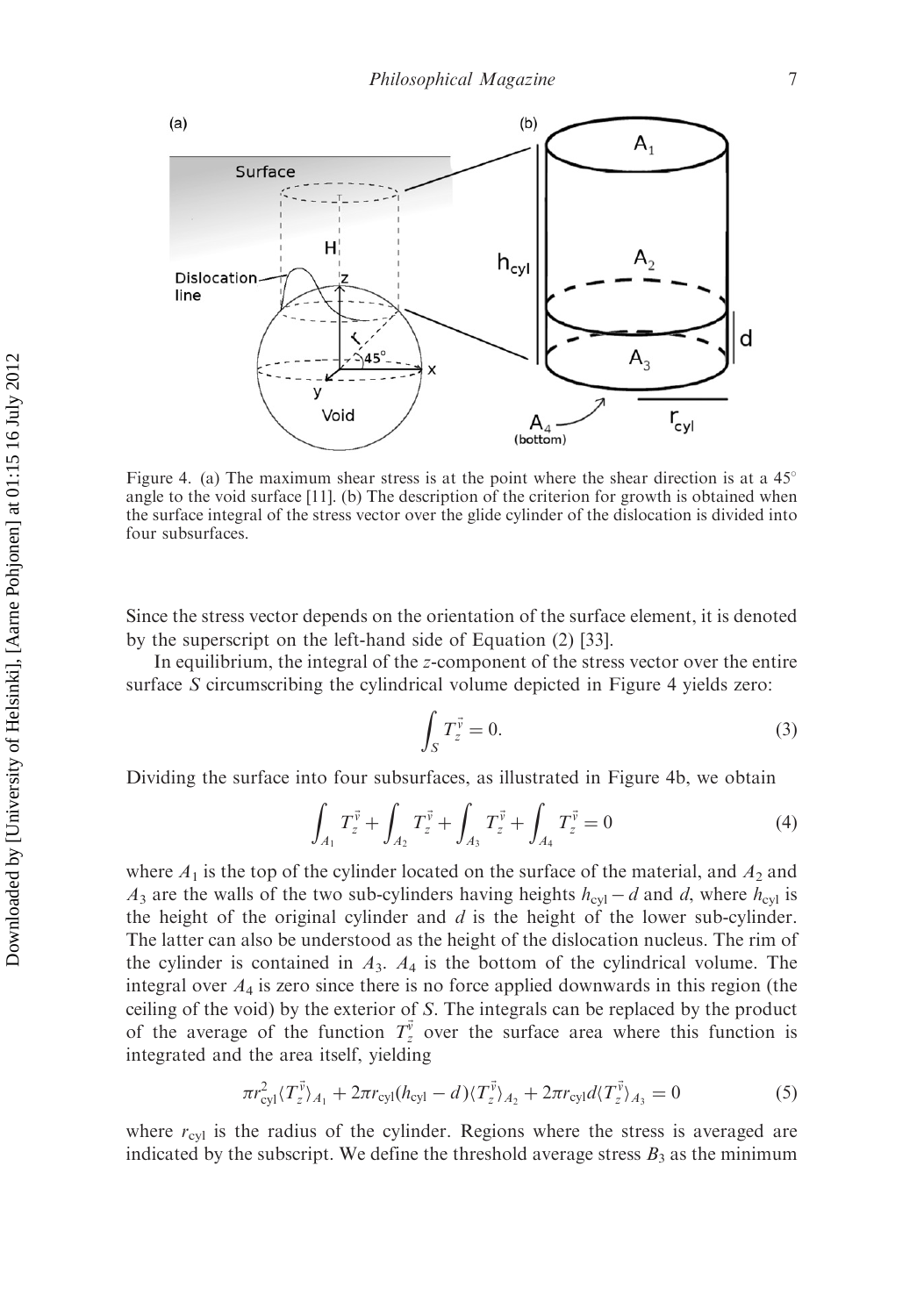Figure 4. (a) The maximum shear stress is at the point where the shear direction is at a 45° angle to the void surface [11]. (b) The description of the criterion for growth is obtained when the surface integral of the stress vector over the glide cylinder of the dislocation is divided into four subsurfaces.

Since the stress vector depends on the orientation of the surface element, it is denoted by the superscript on the left-hand side of Equation (2) [33].

In equilibrium, the integral of the $z$-component of the stress vector over the entire surface $S$ circumscribing the cylindrical volume depicted in Figure 4 yields zero:

$$\int_S T_z^{\vec{\nu}} = 0. \tag{3}$$

Dividing the surface into four subsurfaces, as illustrated in Figure 4b, we obtain

$$\int_{A_1} T_z^{\vec{\nu}} + \int_{A_2} T_z^{\vec{\nu}} + \int_{A_3} T_z^{\vec{\nu}} + \int_{A_4} T_z^{\vec{\nu}} = 0 \tag{4}$$

where $A_1$ is the top of the cylinder located on the surface of the material, and $A_2$ and $A_3$ are the walls of the two sub-cylinders having heights $h_{\text{cyl}} - d$ and $d$, where $h_{\text{cyl}}$ is the height of the original cylinder and $d$ is the height of the lower sub-cylinder. The latter can also be understood as the height of the dislocation nucleus. The rim of the cylinder is contained in $A_3$. $A_4$ is the bottom of the cylindrical volume. The integral over $A_4$ is zero since there is no force applied downwards in this region (the ceiling of the void) by the exterior of $S$. The integrals can be replaced by the product of the average of the function $T_z^{\vec{\nu}}$ over the surface area where this function is integrated and the area itself, yielding

$$\pi r_{\text{cyl}}^2 \langle T_z^{\vec{\nu}} \rangle_{A_1} + 2\pi r_{\text{cyl}}(h_{\text{cyl}} - d)\langle T_z^{\vec{\nu}} \rangle_{A_2} + 2\pi r_{\text{cyl}} d \langle T_z^{\vec{\nu}} \rangle_{A_3} = 0 \tag{5}$$

where $r_{\text{cyl}}$ is the radius of the cylinder. Regions where the stress is averaged are indicated by the subscript. We define the threshold average stress $B_3$ as the minimum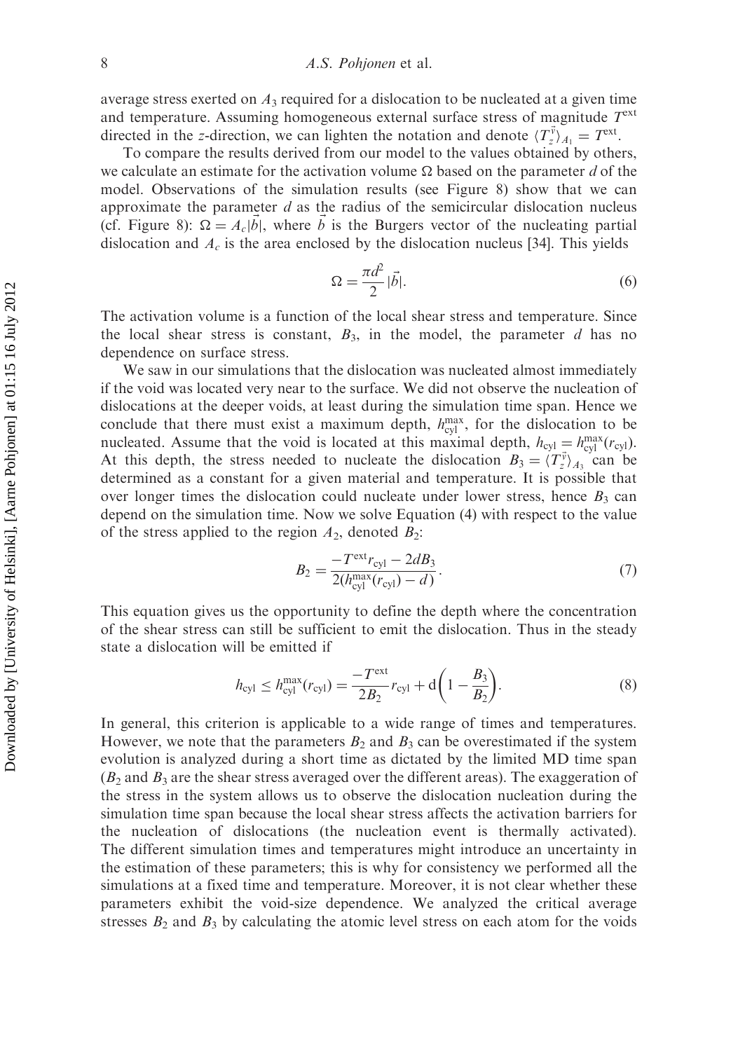average stress exerted on $A_3$ required for a dislocation to be nucleated at a given time and temperature. Assuming homogeneous external surface stress of magnitude $T^{\text{ext}}$ directed in the $z$-direction, we can lighten the notation and denote $\langle T_z^{\vec{y}} \rangle_{A_1} = T^{\text{ext}}$.

To compare the results derived from our model to the values obtained by others, we calculate an estimate for the activation volume $\Omega$ based on the parameter $d$ of the model. Observations of the simulation results (see Figure 8) show that we can approximate the parameter $d$ as the radius of the semicircular dislocation nucleus (cf. Figure 8): $\Omega = A_c|\vec{b}|$, where $\vec{b}$ is the Burgers vector of the nucleating partial dislocation and $A_c$ is the area enclosed by the dislocation nucleus [34]. This yields

$$\Omega = \frac{\pi d^2}{2}|\vec{b}|. \tag{6}$$

The activation volume is a function of the local shear stress and temperature. Since the local shear stress is constant, $B_3$, in the model, the parameter $d$ has no dependence on surface stress.

We saw in our simulations that the dislocation was nucleated almost immediately if the void was located very near to the surface. We did not observe the nucleation of dislocations at the deeper voids, at least during the simulation time span. Hence we conclude that there must exist a maximum depth, $h_{\text{cyl}}^{\max}$, for the dislocation to be nucleated. Assume that the void is located at this maximal depth, $h_{\text{cyl}} = h_{\text{cyl}}^{\max}(r_{\text{cyl}})$. At this depth, the stress needed to nucleate the dislocation $B_3 = \langle T_z^{\vec{y}} \rangle_{A_3}$ can be determined as a constant for a given material and temperature. It is possible that over longer times the dislocation could nucleate under lower stress, hence $B_3$ can depend on the simulation time. Now we solve Equation (4) with respect to the value of the stress applied to the region $A_2$, denoted $B_2$:

$$B_2 = \frac{-T^{\text{ext}} r_{\text{cyl}} - 2dB_3}{2(h_{\text{cyl}}^{\max}(r_{\text{cyl}}) - d)}. \tag{7}$$

This equation gives us the opportunity to define the depth where the concentration of the shear stress can still be sufficient to emit the dislocation. Thus in the steady state a dislocation will be emitted if

$$h_{\text{cyl}} \leq h_{\text{cyl}}^{\max}(r_{\text{cyl}}) = \frac{-T^{\text{ext}}}{2B_2} r_{\text{cyl}} + \mathrm{d}\left(1 - \frac{B_3}{B_2}\right). \tag{8}$$

In general, this criterion is applicable to a wide range of times and temperatures. However, we note that the parameters $B_2$ and $B_3$ can be overestimated if the system evolution is analyzed during a short time as dictated by the limited MD time span ($B_2$ and $B_3$ are the shear stress averaged over the different areas). The exaggeration of the stress in the system allows us to observe the dislocation nucleation during the simulation time span because the local shear stress affects the activation barriers for the nucleation of dislocations (the nucleation event is thermally activated). The different simulation times and temperatures might introduce an uncertainty in the estimation of these parameters; this is why for consistency we performed all the simulations at a fixed time and temperature. Moreover, it is not clear whether these parameters exhibit the void-size dependence. We analyzed the critical average stresses $B_2$ and $B_3$ by calculating the atomic level stress on each atom for the voids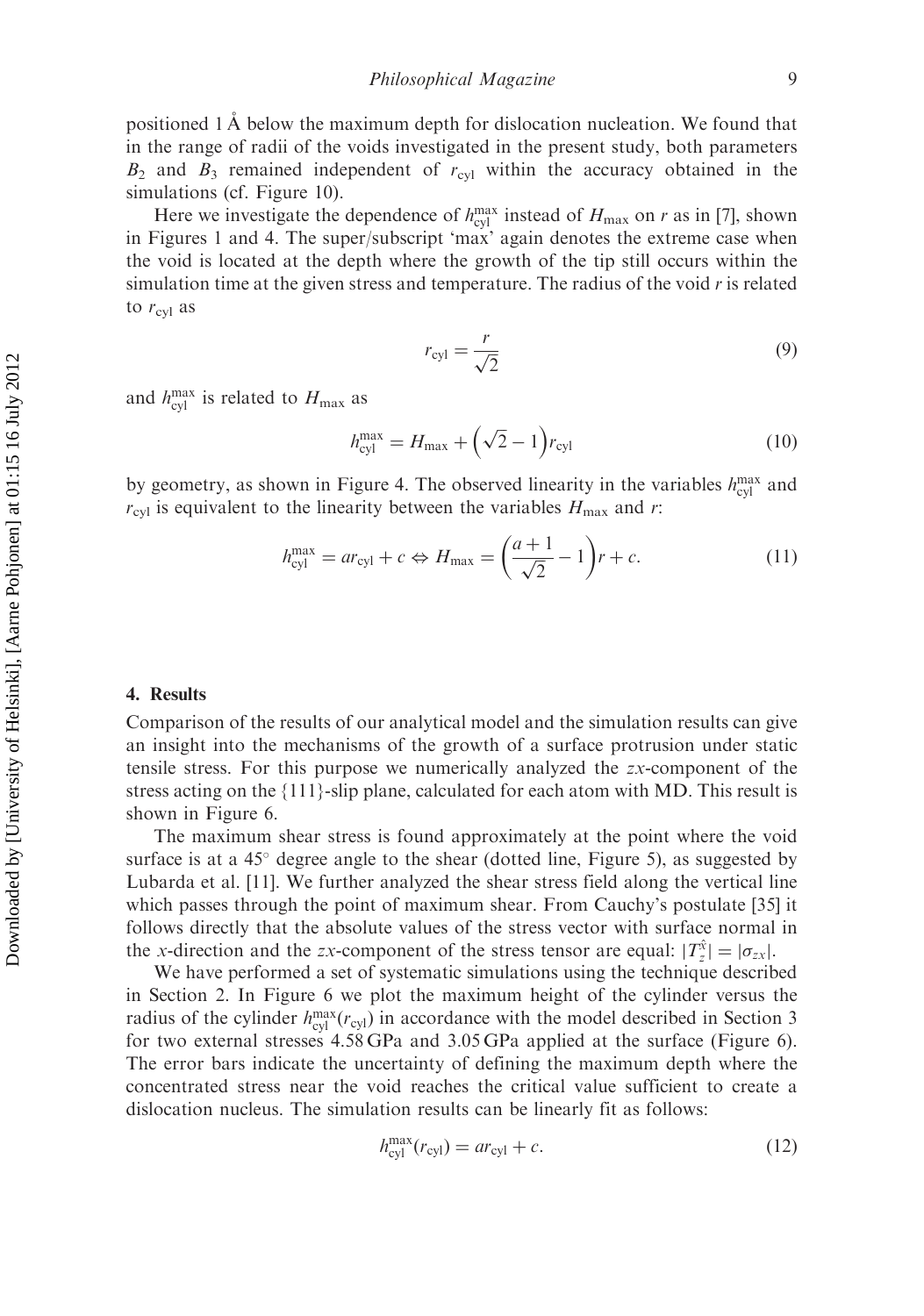positioned 1 Å below the maximum depth for dislocation nucleation. We found that in the range of radii of the voids investigated in the present study, both parameters $B_2$ and $B_3$ remained independent of $r_{\mathrm{cyl}}$ within the accuracy obtained in the simulations (cf. Figure 10).

Here we investigate the dependence of $h_{\mathrm{cyl}}^{\mathrm{max}}$ instead of $H_{\mathrm{max}}$ on $r$ as in [7], shown in Figures 1 and 4. The super/subscript 'max' again denotes the extreme case when the void is located at the depth where the growth of the tip still occurs within the simulation time at the given stress and temperature. The radius of the void $r$ is related to $r_{\mathrm{cyl}}$ as

$$r_{\mathrm{cyl}} = \frac{r}{\sqrt{2}} \tag{9}$$

and $h_{\mathrm{cyl}}^{\mathrm{max}}$ is related to $H_{\mathrm{max}}$ as

$$h_{\mathrm{cyl}}^{\mathrm{max}} = H_{\mathrm{max}} + \left(\sqrt{2} - 1\right) r_{\mathrm{cyl}} \tag{10}$$

by geometry, as shown in Figure 4. The observed linearity in the variables $h_{\mathrm{cyl}}^{\mathrm{max}}$ and $r_{\mathrm{cyl}}$ is equivalent to the linearity between the variables $H_{\mathrm{max}}$ and $r$:

$$h_{\mathrm{cyl}}^{\mathrm{max}} = a r_{\mathrm{cyl}} + c \Leftrightarrow H_{\mathrm{max}} = \left(\frac{a+1}{\sqrt{2}} - 1\right) r + c. \tag{11}$$

## 4. Results

Comparison of the results of our analytical model and the simulation results can give an insight into the mechanisms of the growth of a surface protrusion under static tensile stress. For this purpose we numerically analyzed the $zx$-component of the stress acting on the {111}-slip plane, calculated for each atom with MD. This result is shown in Figure 6.

The maximum shear stress is found approximately at the point where the void surface is at a 45° degree angle to the shear (dotted line, Figure 5), as suggested by Lubarda et al. [11]. We further analyzed the shear stress field along the vertical line which passes through the point of maximum shear. From Cauchy's postulate [35] it follows directly that the absolute values of the stress vector with surface normal in the $x$-direction and the $zx$-component of the stress tensor are equal: $|T_z^{\hat{x}}| = |\sigma_{zx}|$.

We have performed a set of systematic simulations using the technique described in Section 2. In Figure 6 we plot the maximum height of the cylinder versus the radius of the cylinder $h_{\mathrm{cyl}}^{\mathrm{max}}(r_{\mathrm{cyl}})$ in accordance with the model described in Section 3 for two external stresses 4.58 GPa and 3.05 GPa applied at the surface (Figure 6). The error bars indicate the uncertainty of defining the maximum depth where the concentrated stress near the void reaches the critical value sufficient to create a dislocation nucleus. The simulation results can be linearly fit as follows:

$$h_{\mathrm{cyl}}^{\mathrm{max}}(r_{\mathrm{cyl}}) = a r_{\mathrm{cyl}} + c. \tag{12}$$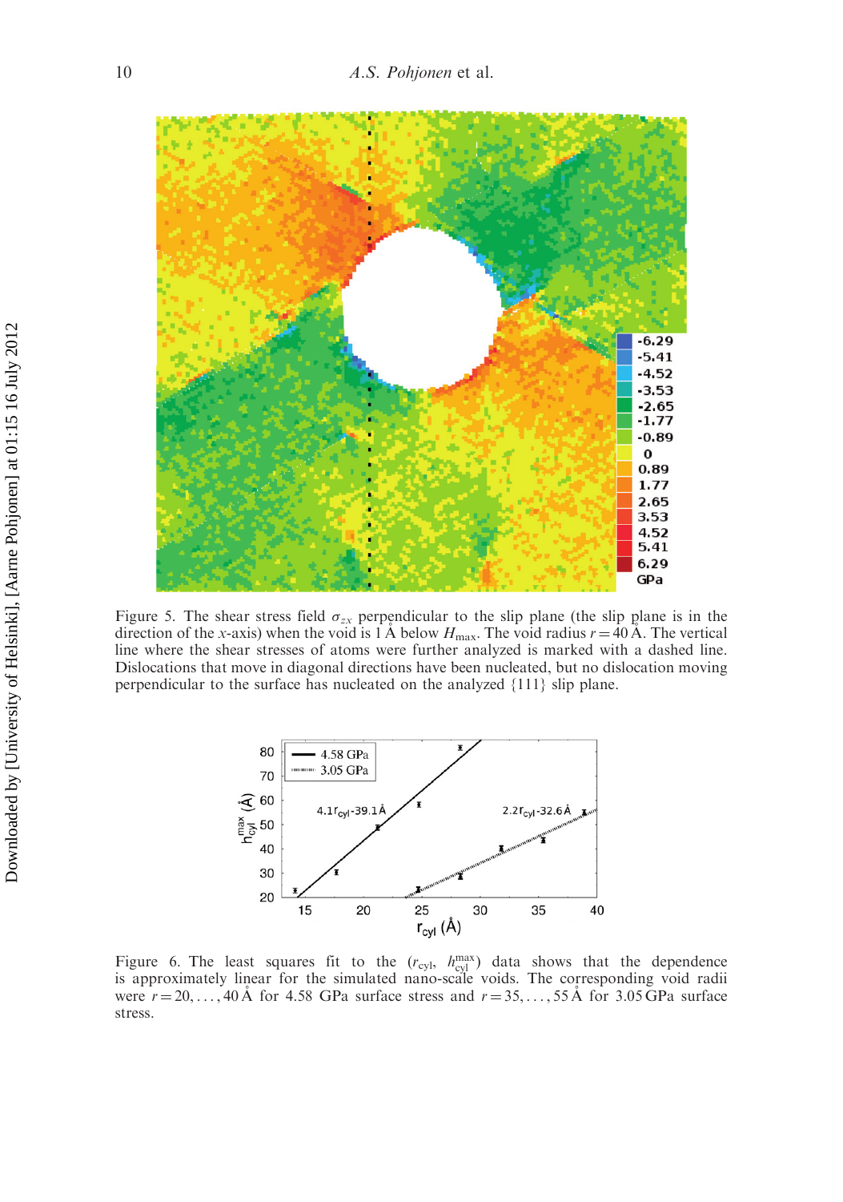Figure 5. The shear stress field $\sigma_{zx}$ perpendicular to the slip plane (the slip plane is in the direction of the $x$-axis) when the void is 1 Å below $H_{\max}$. The void radius $r = 40$ Å. The vertical line where the shear stresses of atoms were further analyzed is marked with a dashed line. Dislocations that move in diagonal directions have been nucleated, but no dislocation moving perpendicular to the surface has nucleated on the analyzed {111} slip plane.

Figure 6. The least squares fit to the ($r_{\text{cyl}}$, $h_{\text{cyl}}^{\max}$) data shows that the dependence is approximately linear for the simulated nano-scale voids. The corresponding void radii were $r = 20, \ldots, 40$ Å for 4.58 GPa surface stress and $r = 35, \ldots, 55$ Å for 3.05 GPa surface stress.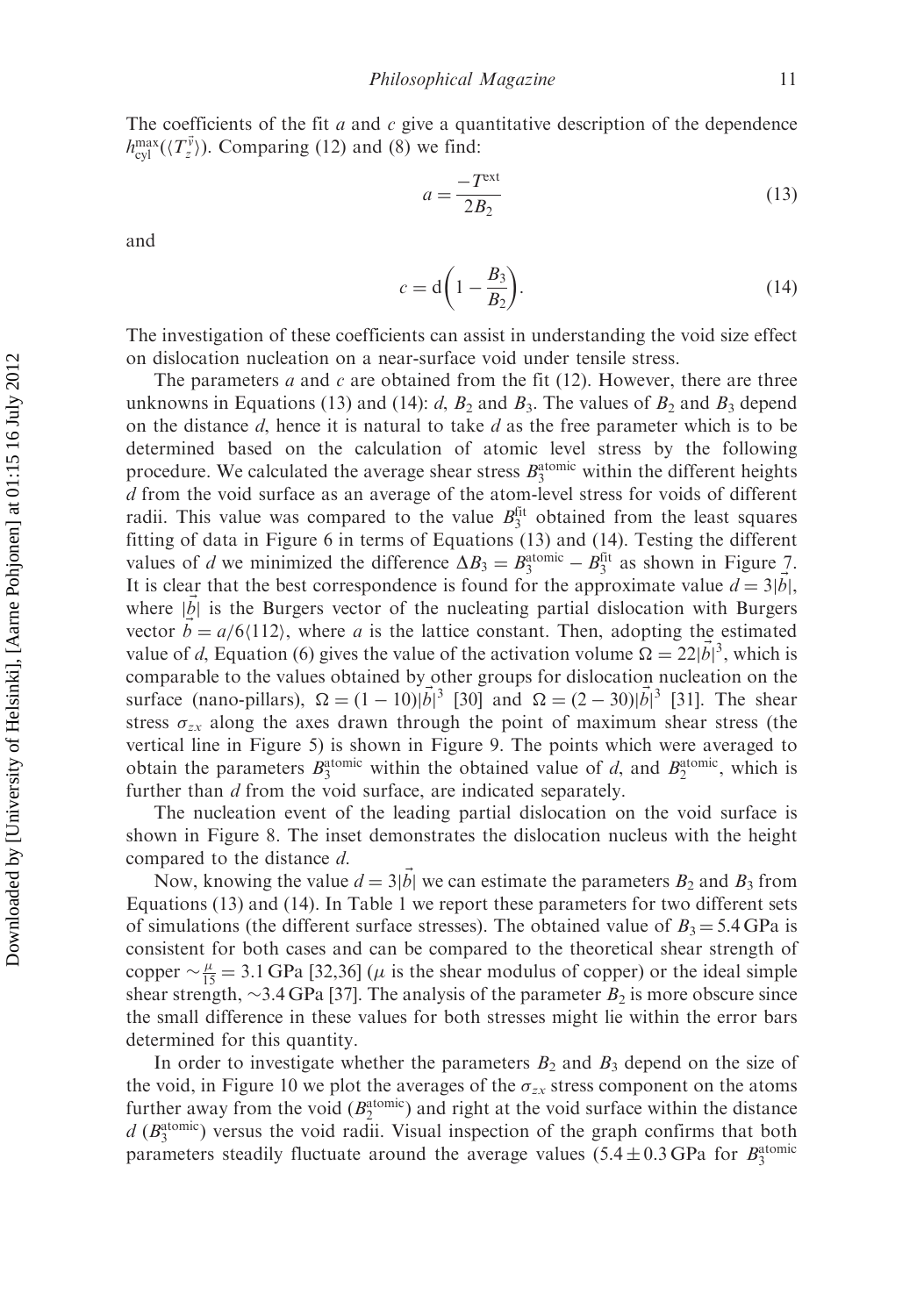The coefficients of the fit $a$ and $c$ give a quantitative description of the dependence $h_{\mathrm{cyl}}^{\max}(\langle T_z^{\vec{y}} \rangle)$. Comparing (12) and (8) we find:

$$a = \frac{-T^{\mathrm{ext}}}{2B_2} \tag{13}$$

and

$$c = \mathrm{d}\left(1 - \frac{B_3}{B_2}\right). \tag{14}$$

The investigation of these coefficients can assist in understanding the void size effect on dislocation nucleation on a near-surface void under tensile stress.

The parameters $a$ and $c$ are obtained from the fit (12). However, there are three unknowns in Equations (13) and (14): $d$, $B_2$ and $B_3$. The values of $B_2$ and $B_3$ depend on the distance $d$, hence it is natural to take $d$ as the free parameter which is to be determined based on the calculation of atomic level stress by the following procedure. We calculated the average shear stress $B_3^{\mathrm{atomic}}$ within the different heights $d$ from the void surface as an average of the atom-level stress for voids of different radii. This value was compared to the value $B_3^{\mathrm{fit}}$ obtained from the least squares fitting of data in Figure 6 in terms of Equations (13) and (14). Testing the different values of $d$ we minimized the difference $\Delta B_3 = B_3^{\mathrm{atomic}} - B_3^{\mathrm{fit}}$ as shown in Figure 7. It is clear that the best correspondence is found for the approximate value $d = 3|\vec{b}|$, where $|\vec{b}|$ is the Burgers vector of the nucleating partial dislocation with Burgers vector $\vec{b} = a/6\langle 112 \rangle$, where $a$ is the lattice constant. Then, adopting the estimated value of $d$, Equation (6) gives the value of the activation volume $\Omega = 22|\vec{b}|^3$, which is comparable to the values obtained by other groups for dislocation nucleation on the surface (nano-pillars), $\Omega = (1-10)|\vec{b}|^3$ [30] and $\Omega = (2-30)|\vec{b}|^3$ [31]. The shear stress $\sigma_{zx}$ along the axes drawn through the point of maximum shear stress (the vertical line in Figure 5) is shown in Figure 9. The points which were averaged to obtain the parameters $B_3^{\mathrm{atomic}}$ within the obtained value of $d$, and $B_2^{\mathrm{atomic}}$, which is further than $d$ from the void surface, are indicated separately.

The nucleation event of the leading partial dislocation on the void surface is shown in Figure 8. The inset demonstrates the dislocation nucleus with the height compared to the distance $d$.

Now, knowing the value $d = 3|\vec{b}|$ we can estimate the parameters $B_2$ and $B_3$ from Equations (13) and (14). In Table 1 we report these parameters for two different sets of simulations (the different surface stresses). The obtained value of $B_3 = 5.4\,\mathrm{GPa}$ is consistent for both cases and can be compared to the theoretical shear strength of copper $\sim\frac{\mu}{15} = 3.1\,\mathrm{GPa}$ [32,36] ($\mu$ is the shear modulus of copper) or the ideal simple shear strength, $\sim$3.4 GPa [37]. The analysis of the parameter $B_2$ is more obscure since the small difference in these values for both stresses might lie within the error bars determined for this quantity.

In order to investigate whether the parameters $B_2$ and $B_3$ depend on the size of the void, in Figure 10 we plot the averages of the $\sigma_{zx}$ stress component on the atoms further away from the void ($B_2^{\mathrm{atomic}}$) and right at the void surface within the distance $d$ ($B_3^{\mathrm{atomic}}$) versus the void radii. Visual inspection of the graph confirms that both parameters steadily fluctuate around the average values ($5.4 \pm 0.3\,\mathrm{GPa}$ for $B_3^{\mathrm{atomic}}$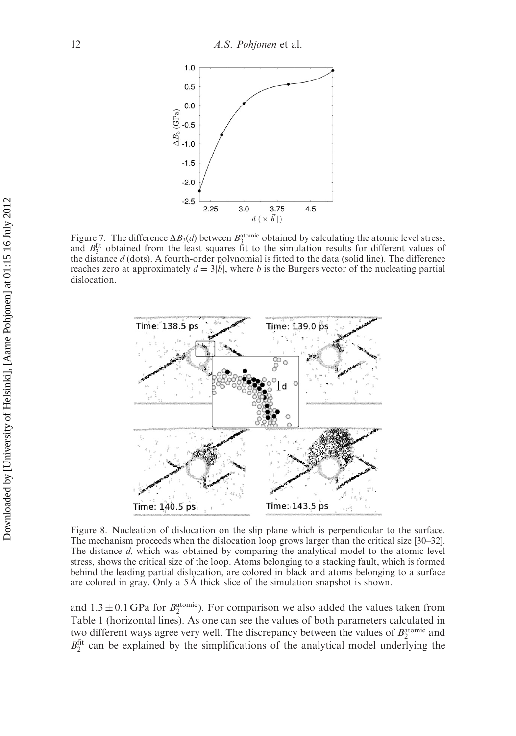Figure 7. The difference $\Delta B_3(d)$ between $B_3^{\text{atomic}}$ obtained by calculating the atomic level stress, and $B_3^{\text{fit}}$ obtained from the least squares fit to the simulation results for different values of the distance $d$ (dots). A fourth-order polynomial is fitted to the data (solid line). The difference reaches zero at approximately $d = 3|\vec{b}|$, where $\vec{b}$ is the Burgers vector of the nucleating partial dislocation.

Figure 8. Nucleation of dislocation on the slip plane which is perpendicular to the surface. The mechanism proceeds when the dislocation loop grows larger than the critical size [30–32]. The distance $d$, which was obtained by comparing the analytical model to the atomic level stress, shows the critical size of the loop. Atoms belonging to a stacking fault, which is formed behind the leading partial dislocation, are colored in black and atoms belonging to a surface are colored in gray. Only a 5 Å thick slice of the simulation snapshot is shown.

and $1.3 \pm 0.1$ GPa for $B_2^{\text{atomic}}$). For comparison we also added the values taken from Table 1 (horizontal lines). As one can see the values of both parameters calculated in two different ways agree very well. The discrepancy between the values of $B_2^{\text{atomic}}$ and $B_2^{\text{fit}}$ can be explained by the simplifications of the analytical model underlying the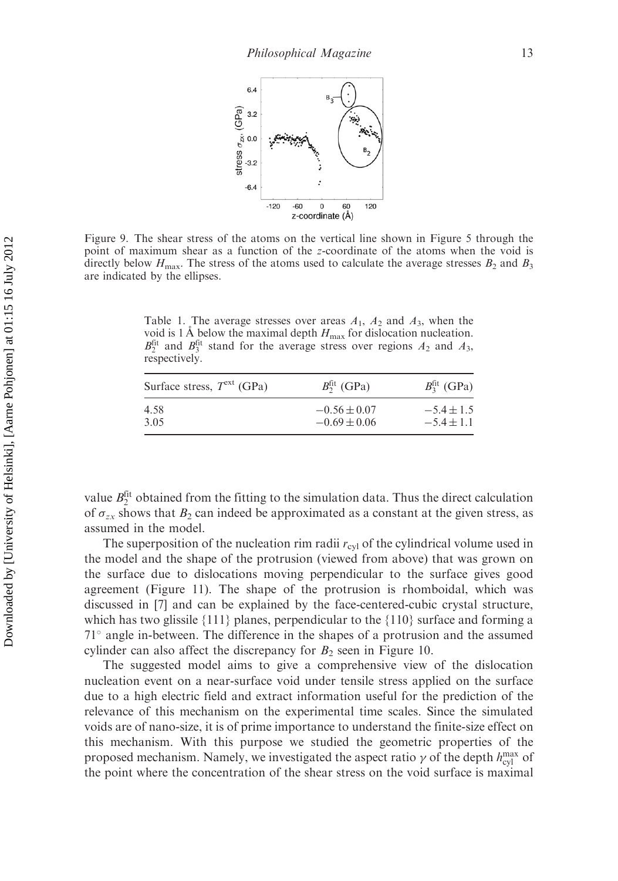Figure 9. The shear stress of the atoms on the vertical line shown in Figure 5 through the point of maximum shear as a function of the z-coordinate of the atoms when the void is directly below $H_{\max}$. The stress of the atoms used to calculate the average stresses $B_2$ and $B_3$ are indicated by the ellipses.

Table 1. The average stresses over areas $A_1$, $A_2$ and $A_3$, when the void is 1 Å below the maximal depth $H_{\max}$ for dislocation nucleation. $B_2^{\text{fit}}$ and $B_3^{\text{fit}}$ stand for the average stress over regions $A_2$ and $A_3$, respectively.

| Surface stress, $T^{\text{ext}}$ (GPa) | $B_2^{\text{fit}}$ (GPa) | $B_3^{\text{fit}}$ (GPa) |
|---|---|---|
| 4.58 | $-0.56 \pm 0.07$ | $-5.4 \pm 1.5$ |
| 3.05 | $-0.69 \pm 0.06$ | $-5.4 \pm 1.1$ |

value $B_2^{\text{fit}}$ obtained from the fitting to the simulation data. Thus the direct calculation of $\sigma_{zx}$ shows that $B_2$ can indeed be approximated as a constant at the given stress, as assumed in the model.

The superposition of the nucleation rim radii $r_{\text{cyl}}$ of the cylindrical volume used in the model and the shape of the protrusion (viewed from above) that was grown on the surface due to dislocations moving perpendicular to the surface gives good agreement (Figure 11). The shape of the protrusion is rhomboidal, which was discussed in [7] and can be explained by the face-centered-cubic crystal structure, which has two glissile {111} planes, perpendicular to the {110} surface and forming a 71° angle in-between. The difference in the shapes of a protrusion and the assumed cylinder can also affect the discrepancy for $B_2$ seen in Figure 10.

The suggested model aims to give a comprehensive view of the dislocation nucleation event on a near-surface void under tensile stress applied on the surface due to a high electric field and extract information useful for the prediction of the relevance of this mechanism on the experimental time scales. Since the simulated voids are of nano-size, it is of prime importance to understand the finite-size effect on this mechanism. With this purpose we studied the geometric properties of the proposed mechanism. Namely, we investigated the aspect ratio $\gamma$ of the depth $h_{\text{cyl}}^{\max}$ of the point where the concentration of the shear stress on the void surface is maximal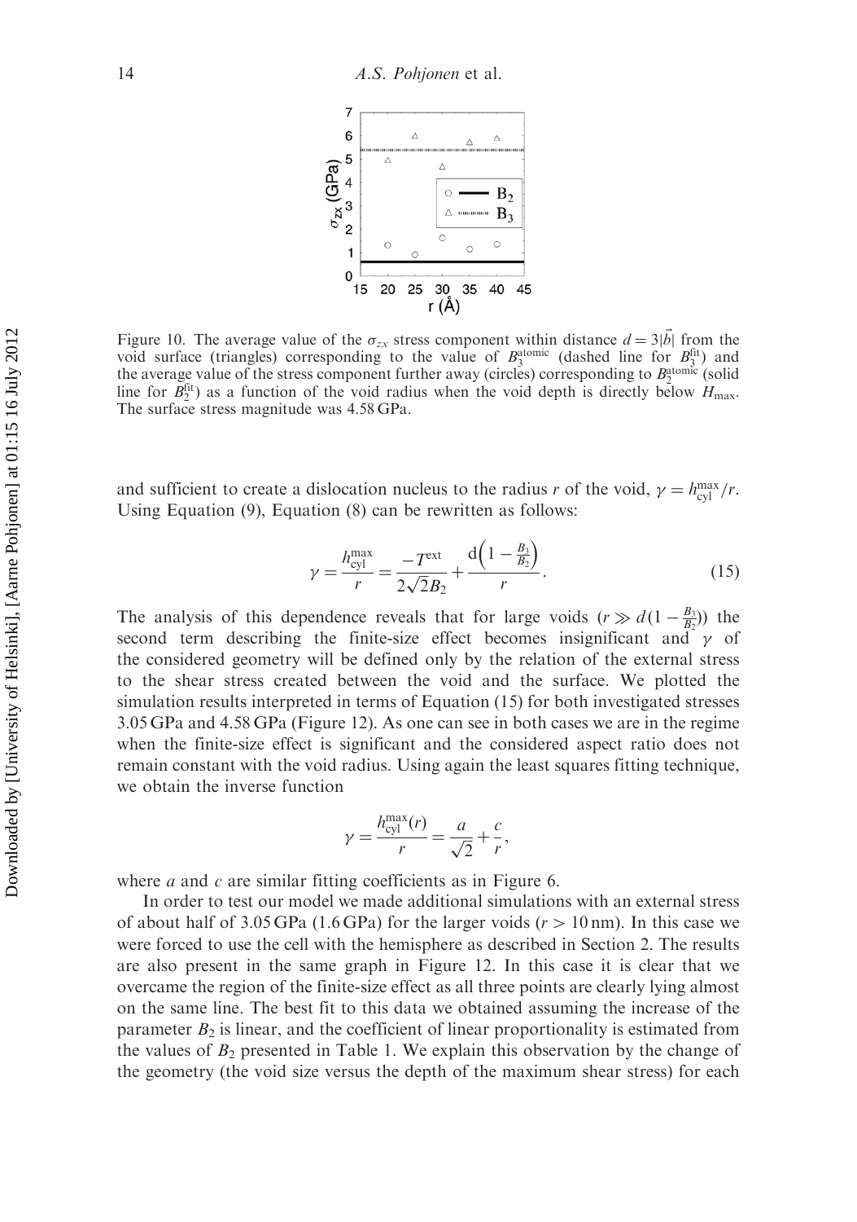Figure 10. The average value of the $\sigma_{zx}$ stress component within distance $d = 3|\vec{b}|$ from the void surface (triangles) corresponding to the value of $B_3^{\text{atomic}}$ (dashed line for $B_3^{\text{fit}}$) and the average value of the stress component further away (circles) corresponding to $B_2^{\text{atomic}}$ (solid line for $B_2^{\text{fit}}$) as a function of the void radius when the void depth is directly below $H_{\max}$. The surface stress magnitude was 4.58 GPa.

and sufficient to create a dislocation nucleus to the radius $r$ of the void, $\gamma = h_{\text{cyl}}^{\max}/r$. Using Equation (9), Equation (8) can be rewritten as follows:

$$\gamma = \frac{h_{\text{cyl}}^{\max}}{r} = \frac{-T^{\text{ext}}}{2\sqrt{2}B_2} + \frac{\mathrm{d}\left(1 - \frac{B_3}{B_2}\right)}{r}. \tag{15}$$

The analysis of this dependence reveals that for large voids ($r \gg d(1 - \frac{B_3}{B_2})$) the second term describing the finite-size effect becomes insignificant and $\gamma$ of the considered geometry will be defined only by the relation of the external stress to the shear stress created between the void and the surface. We plotted the simulation results interpreted in terms of Equation (15) for both investigated stresses 3.05 GPa and 4.58 GPa (Figure 12). As one can see in both cases we are in the regime when the finite-size effect is significant and the considered aspect ratio does not remain constant with the void radius. Using again the least squares fitting technique, we obtain the inverse function

$$\gamma = \frac{h_{\text{cyl}}^{\max}(r)}{r} = \frac{a}{\sqrt{2}} + \frac{c}{r},$$

where $a$ and $c$ are similar fitting coefficients as in Figure 6.

In order to test our model we made additional simulations with an external stress of about half of 3.05 GPa (1.6 GPa) for the larger voids ($r > 10$ nm). In this case we were forced to use the cell with the hemisphere as described in Section 2. The results are also present in the same graph in Figure 12. In this case it is clear that we overcame the region of the finite-size effect as all three points are clearly lying almost on the same line. The best fit to this data we obtained assuming the increase of the parameter $B_2$ is linear, and the coefficient of linear proportionality is estimated from the values of $B_2$ presented in Table 1. We explain this observation by the change of the geometry (the void size versus the depth of the maximum shear stress) for each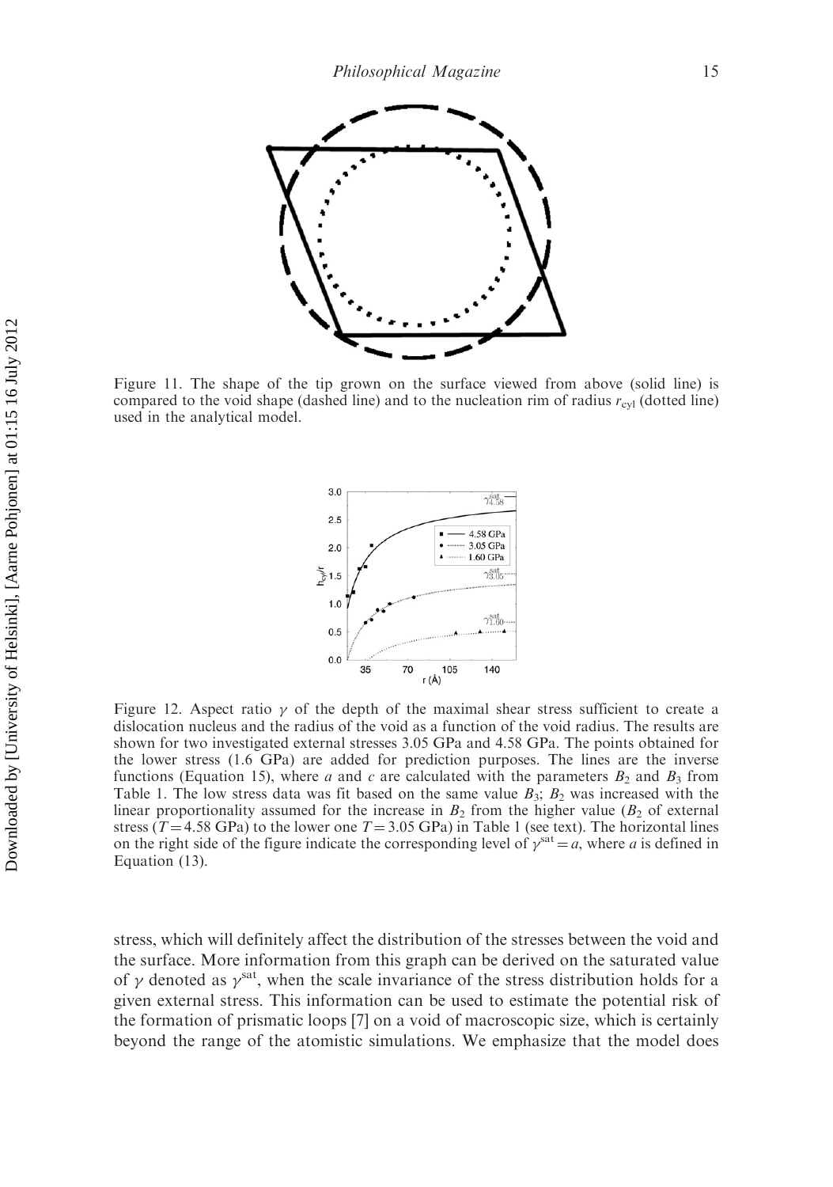Figure 11. The shape of the tip grown on the surface viewed from above (solid line) is compared to the void shape (dashed line) and to the nucleation rim of radius $r_{cyl}$ (dotted line) used in the analytical model.

Figure 12. Aspect ratio $\gamma$ of the depth of the maximal shear stress sufficient to create a dislocation nucleus and the radius of the void as a function of the void radius. The results are shown for two investigated external stresses 3.05 GPa and 4.58 GPa. The points obtained for the lower stress (1.6 GPa) are added for prediction purposes. The lines are the inverse functions (Equation 15), where $a$ and $c$ are calculated with the parameters $B_2$ and $B_3$ from Table 1. The low stress data was fit based on the same value $B_3$; $B_2$ was increased with the linear proportionality assumed for the increase in $B_2$ from the higher value ($B_2$ of external stress ($T = 4.58$ GPa) to the lower one $T = 3.05$ GPa) in Table 1 (see text). The horizontal lines on the right side of the figure indicate the corresponding level of $\gamma^{sat} = a$, where $a$ is defined in Equation (13).

stress, which will definitely affect the distribution of the stresses between the void and the surface. More information from this graph can be derived on the saturated value of $\gamma$ denoted as $\gamma^{sat}$, when the scale invariance of the stress distribution holds for a given external stress. This information can be used to estimate the potential risk of the formation of prismatic loops [7] on a void of macroscopic size, which is certainly beyond the range of the atomistic simulations. We emphasize that the model does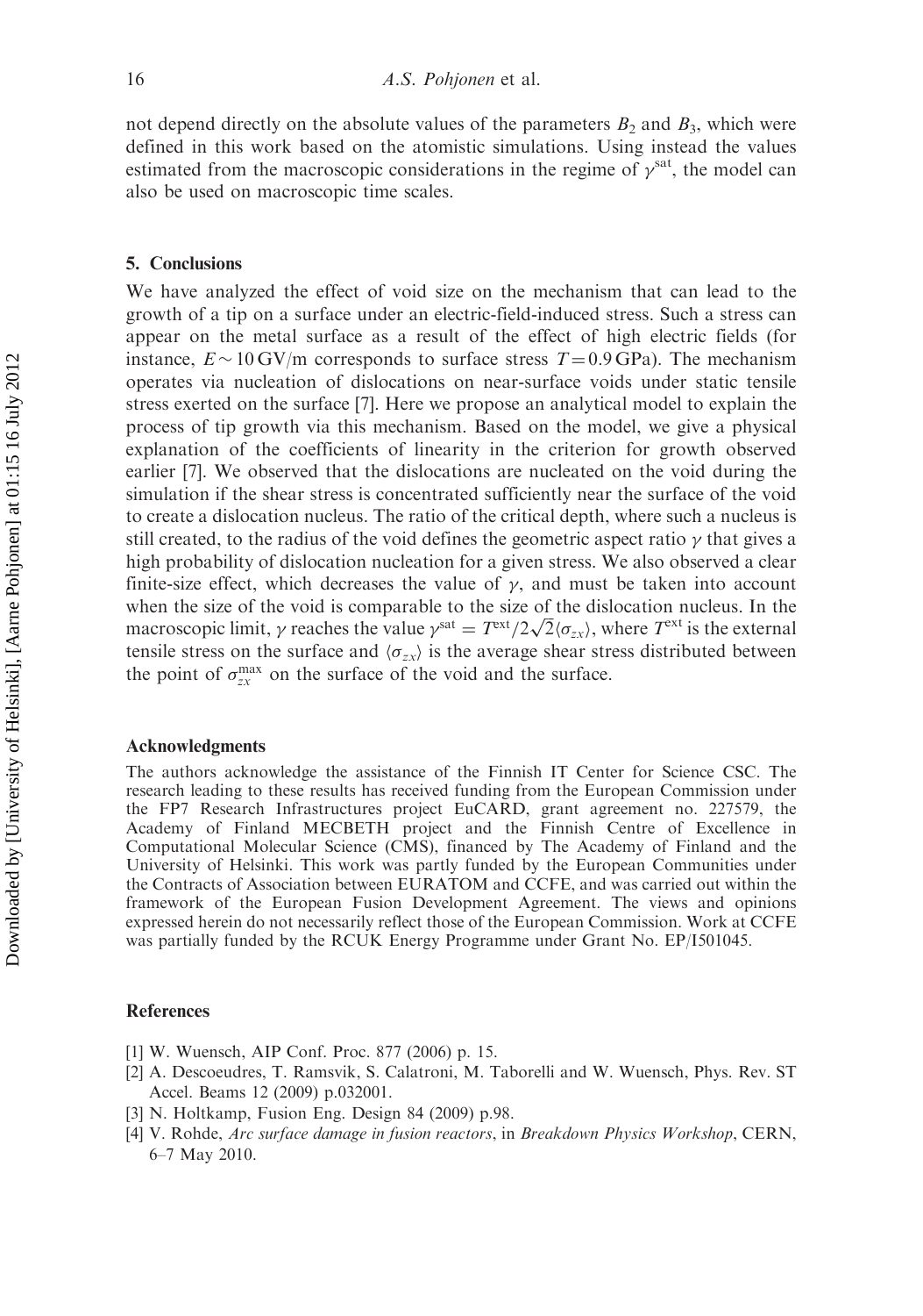not depend directly on the absolute values of the parameters $B_2$ and $B_3$, which were defined in this work based on the atomistic simulations. Using instead the values estimated from the macroscopic considerations in the regime of $\gamma^{\text{sat}}$, the model can also be used on macroscopic time scales.

## 5. Conclusions

We have analyzed the effect of void size on the mechanism that can lead to the growth of a tip on a surface under an electric-field-induced stress. Such a stress can appear on the metal surface as a result of the effect of high electric fields (for instance, $E \sim 10\,\text{GV/m}$ corresponds to surface stress $T = 0.9\,\text{GPa}$). The mechanism operates via nucleation of dislocations on near-surface voids under static tensile stress exerted on the surface [7]. Here we propose an analytical model to explain the process of tip growth via this mechanism. Based on the model, we give a physical explanation of the coefficients of linearity in the criterion for growth observed earlier [7]. We observed that the dislocations are nucleated on the void during the simulation if the shear stress is concentrated sufficiently near the surface of the void to create a dislocation nucleus. The ratio of the critical depth, where such a nucleus is still created, to the radius of the void defines the geometric aspect ratio $\gamma$ that gives a high probability of dislocation nucleation for a given stress. We also observed a clear finite-size effect, which decreases the value of $\gamma$, and must be taken into account when the size of the void is comparable to the size of the dislocation nucleus. In the macroscopic limit, $\gamma$ reaches the value $\gamma^{\text{sat}} = T^{\text{ext}}/2\sqrt{2}\langle\sigma_{zx}\rangle$, where $T^{\text{ext}}$ is the external tensile stress on the surface and $\langle\sigma_{zx}\rangle$ is the average shear stress distributed between the point of $\sigma_{zx}^{\text{max}}$ on the surface of the void and the surface.

## Acknowledgments

The authors acknowledge the assistance of the Finnish IT Center for Science CSC. The research leading to these results has received funding from the European Commission under the FP7 Research Infrastructures project EuCARD, grant agreement no. 227579, the Academy of Finland MECBETH project and the Finnish Centre of Excellence in Computational Molecular Science (CMS), financed by The Academy of Finland and the University of Helsinki. This work was partly funded by the European Communities under the Contracts of Association between EURATOM and CCFE, and was carried out within the framework of the European Fusion Development Agreement. The views and opinions expressed herein do not necessarily reflect those of the European Commission. Work at CCFE was partially funded by the RCUK Energy Programme under Grant No. EP/I501045.

## References

[1] W. Wuensch, AIP Conf. Proc. 877 (2006) p. 15.

[2] A. Descoeudres, T. Ramsvik, S. Calatroni, M. Taborelli and W. Wuensch, Phys. Rev. ST Accel. Beams 12 (2009) p.032001.

[3] N. Holtkamp, Fusion Eng. Design 84 (2009) p.98.

[4] V. Rohde, *Arc surface damage in fusion reactors*, in *Breakdown Physics Workshop*, CERN, 6–7 May 2010.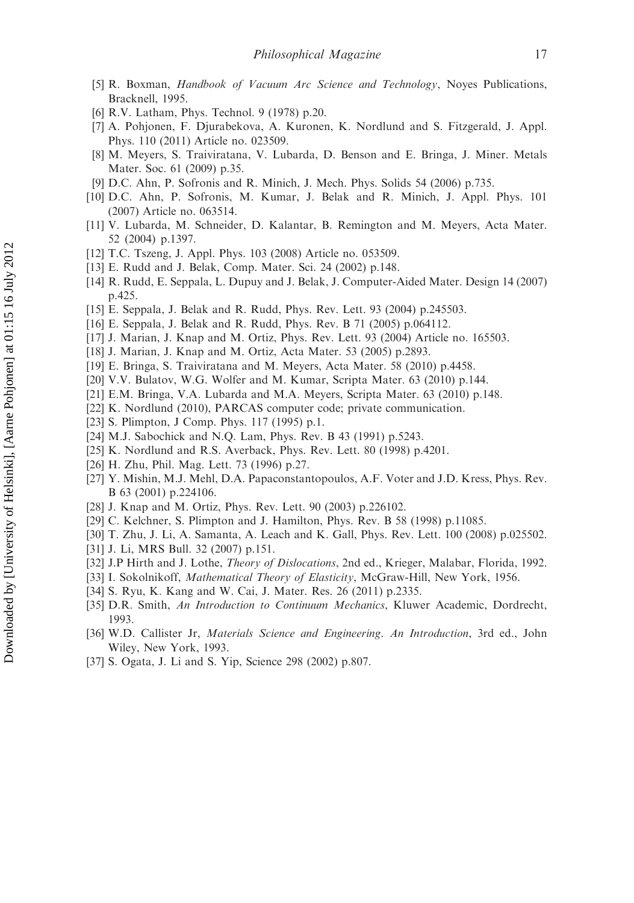[5] R. Boxman, *Handbook of Vacuum Arc Science and Technology*, Noyes Publications, Bracknell, 1995.

[6] R.V. Latham, Phys. Technol. 9 (1978) p.20.

[7] A. Pohjonen, F. Djurabekova, A. Kuronen, K. Nordlund and S. Fitzgerald, J. Appl. Phys. 110 (2011) Article no. 023509.

[8] M. Meyers, S. Traiviratana, V. Lubarda, D. Benson and E. Bringa, J. Miner. Metals Mater. Soc. 61 (2009) p.35.

[9] D.C. Ahn, P. Sofronis and R. Minich, J. Mech. Phys. Solids 54 (2006) p.735.

[10] D.C. Ahn, P. Sofronis, M. Kumar, J. Belak and R. Minich, J. Appl. Phys. 101 (2007) Article no. 063514.

[11] V. Lubarda, M. Schneider, D. Kalantar, B. Remington and M. Meyers, Acta Mater. 52 (2004) p.1397.

[12] T.C. Tszeng, J. Appl. Phys. 103 (2008) Article no. 053509.

[13] E. Rudd and J. Belak, Comp. Mater. Sci. 24 (2002) p.148.

[14] R. Rudd, E. Seppala, L. Dupuy and J. Belak, J. Computer-Aided Mater. Design 14 (2007) p.425.

[15] E. Seppala, J. Belak and R. Rudd, Phys. Rev. Lett. 93 (2004) p.245503.

[16] E. Seppala, J. Belak and R. Rudd, Phys. Rev. B 71 (2005) p.064112.

[17] J. Marian, J. Knap and M. Ortiz, Phys. Rev. Lett. 93 (2004) Article no. 165503.

[18] J. Marian, J. Knap and M. Ortiz, Acta Mater. 53 (2005) p.2893.

[19] E. Bringa, S. Traiviratana and M. Meyers, Acta Mater. 58 (2010) p.4458.

[20] V.V. Bulatov, W.G. Wolfer and M. Kumar, Scripta Mater. 63 (2010) p.144.

[21] E.M. Bringa, V.A. Lubarda and M.A. Meyers, Scripta Mater. 63 (2010) p.148.

[22] K. Nordlund (2010), PARCAS computer code; private communication.

[23] S. Plimpton, J Comp. Phys. 117 (1995) p.1.

[24] M.J. Sabochick and N.Q. Lam, Phys. Rev. B 43 (1991) p.5243.

[25] K. Nordlund and R.S. Averback, Phys. Rev. Lett. 80 (1998) p.4201.

[26] H. Zhu, Phil. Mag. Lett. 73 (1996) p.27.

[27] Y. Mishin, M.J. Mehl, D.A. Papaconstantopoulos, A.F. Voter and J.D. Kress, Phys. Rev. B 63 (2001) p.224106.

[28] J. Knap and M. Ortiz, Phys. Rev. Lett. 90 (2003) p.226102.

[29] C. Kelchner, S. Plimpton and J. Hamilton, Phys. Rev. B 58 (1998) p.11085.

[30] T. Zhu, J. Li, A. Samanta, A. Leach and K. Gall, Phys. Rev. Lett. 100 (2008) p.025502.

[31] J. Li, MRS Bull. 32 (2007) p.151.

[32] J.P Hirth and J. Lothe, *Theory of Dislocations*, 2nd ed., Krieger, Malabar, Florida, 1992.

[33] I. Sokolnikoff, *Mathematical Theory of Elasticity*, McGraw-Hill, New York, 1956.

[34] S. Ryu, K. Kang and W. Cai, J. Mater. Res. 26 (2011) p.2335.

[35] D.R. Smith, *An Introduction to Continuum Mechanics*, Kluwer Academic, Dordrecht, 1993.

[36] W.D. Callister Jr, *Materials Science and Engineering. An Introduction*, 3rd ed., John Wiley, New York, 1993.

[37] S. Ogata, J. Li and S. Yip, Science 298 (2002) p.807.